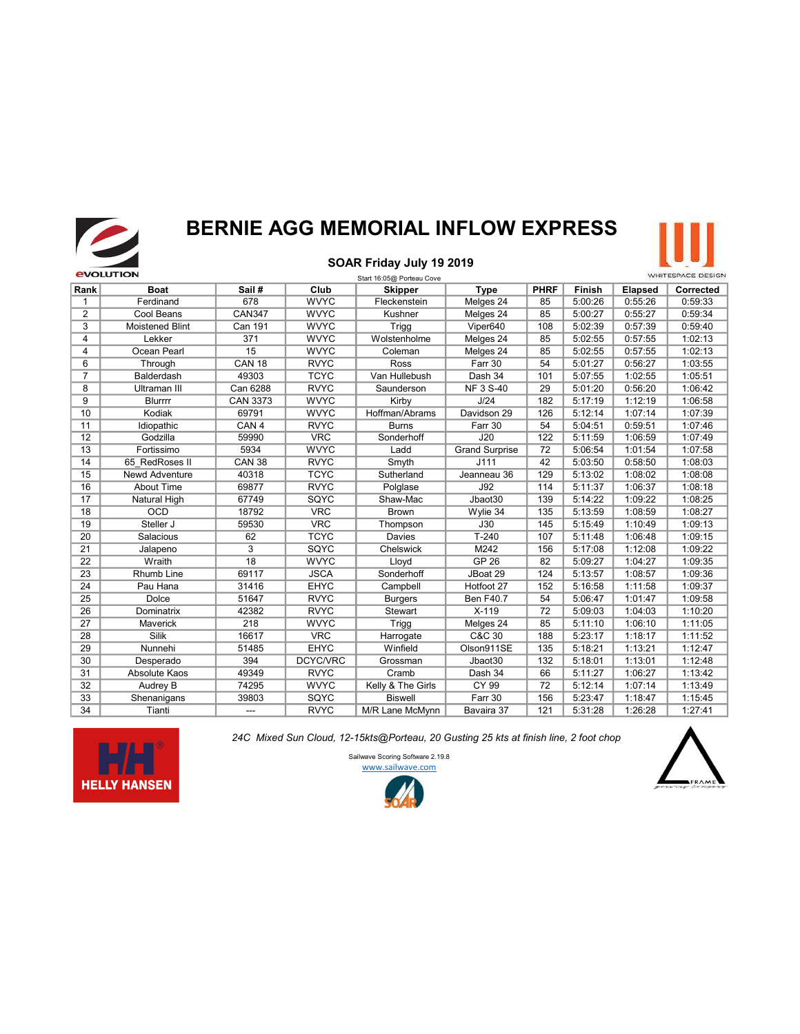# BERNIE AGG MEMORIAL INFLOW EXPRESS

## SOAR Friday July 19 2019

Start 16:05@ Porteau Cove

| Rank | Boat | Sail # | Club | Skipper | Type | PHRF | Finish | Elapsed | Corrected |
|---|---|---|---|---|---|---|---|---|---|
| 1 | Ferdinand | 678 | WVYC | Fleckenstein | Melges 24 | 85 | 5:00:26 | 0:55:26 | 0:59:33 |
| 2 | Cool Beans | CAN347 | WVYC | Kushner | Melges 24 | 85 | 5:00:27 | 0:55:27 | 0:59:34 |
| 3 | Moistened Blint | Can 191 | WVYC | Trigg | Viper640 | 108 | 5:02:39 | 0:57:39 | 0:59:40 |
| 4 | Lekker | 371 | WVYC | Wolstenholme | Melges 24 | 85 | 5:02:55 | 0:57:55 | 1:02:13 |
| 4 | Ocean Pearl | 15 | WVYC | Coleman | Melges 24 | 85 | 5:02:55 | 0:57:55 | 1:02:13 |
| 6 | Through | CAN 18 | RVYC | Ross | Farr 30 | 54 | 5:01:27 | 0:56:27 | 1:03:55 |
| 7 | Balderdash | 49303 | TCYC | Van Hullebush | Dash 34 | 101 | 5:07:55 | 1:02:55 | 1:05:51 |
| 8 | Ultraman III | Can 6288 | RVYC | Saunderson | NF 3 S-40 | 29 | 5:01:20 | 0:56:20 | 1:06:42 |
| 9 | Blurrrr | CAN 3373 | WVYC | Kirby | J/24 | 182 | 5:17:19 | 1:12:19 | 1:06:58 |
| 10 | Kodiak | 69791 | WVYC | Hoffman/Abrams | Davidson 29 | 126 | 5:12:14 | 1:07:14 | 1:07:39 |
| 11 | Idiopathic | CAN 4 | RVYC | Burns | Farr 30 | 54 | 5:04:51 | 0:59:51 | 1:07:46 |
| 12 | Godzilla | 59990 | VRC | Sonderhoff | J20 | 122 | 5:11:59 | 1:06:59 | 1:07:49 |
| 13 | Fortissimo | 5934 | WVYC | Ladd | Grand Surprise | 72 | 5:06:54 | 1:01:54 | 1:07:58 |
| 14 | 65_RedRoses II | CAN 38 | RVYC | Smyth | J111 | 42 | 5:03:50 | 0:58:50 | 1:08:03 |
| 15 | Newd Adventure | 40318 | TCYC | Sutherland | Jeanneau 36 | 129 | 5:13:02 | 1:08:02 | 1:08:08 |
| 16 | About Time | 69877 | RVYC | Polglase | J92 | 114 | 5:11:37 | 1:06:37 | 1:08:18 |
| 17 | Natural High | 67749 | SQYC | Shaw-Mac | Jbaot30 | 139 | 5:14:22 | 1:09:22 | 1:08:25 |
| 18 | OCD | 18792 | VRC | Brown | Wylie 34 | 135 | 5:13:59 | 1:08:59 | 1:08:27 |
| 19 | Steller J | 59530 | VRC | Thompson | J30 | 145 | 5:15:49 | 1:10:49 | 1:09:13 |
| 20 | Salacious | 62 | TCYC | Davies | T-240 | 107 | 5:11:48 | 1:06:48 | 1:09:15 |
| 21 | Jalapeno | 3 | SQYC | Chelswick | M242 | 156 | 5:17:08 | 1:12:08 | 1:09:22 |
| 22 | Wraith | 18 | WVYC | Lloyd | GP 26 | 82 | 5:09:27 | 1:04:27 | 1:09:35 |
| 23 | Rhumb Line | 69117 | JSCA | Sonderhoff | JBoat 29 | 124 | 5:13:57 | 1:08:57 | 1:09:36 |
| 24 | Pau Hana | 31416 | EHYC | Campbell | Hotfoot 27 | 152 | 5:16:58 | 1:11:58 | 1:09:37 |
| 25 | Dolce | 51647 | RVYC | Burgers | Ben F40.7 | 54 | 5:06:47 | 1:01:47 | 1:09:58 |
| 26 | Dominatrix | 42382 | RVYC | Stewart | X-119 | 72 | 5:09:03 | 1:04:03 | 1:10:20 |
| 27 | Maverick | 218 | WVYC | Trigg | Melges 24 | 85 | 5:11:10 | 1:06:10 | 1:11:05 |
| 28 | Silik | 16617 | VRC | Harrogate | C&C 30 | 188 | 5:23:17 | 1:18:17 | 1:11:52 |
| 29 | Nunnehi | 51485 | EHYC | Winfield | Olson911SE | 135 | 5:18:21 | 1:13:21 | 1:12:47 |
| 30 | Desperado | 394 | DCYC/VRC | Grossman | Jbaot30 | 132 | 5:18:01 | 1:13:01 | 1:12:48 |
| 31 | Absolute Kaos | 49349 | RVYC | Cramb | Dash 34 | 66 | 5:11:27 | 1:06:27 | 1:13:42 |
| 32 | Audrey B | 74295 | WVYC | Kelly & The Girls | CY 99 | 72 | 5:12:14 | 1:07:14 | 1:13:49 |
| 33 | Shenanigans | 39803 | SQYC | Biswell | Farr 30 | 156 | 5:23:47 | 1:18:47 | 1:15:45 |
| 34 | Tianti | --- | RVYC | M/R Lane McMynn | Bavaira 37 | 121 | 5:31:28 | 1:26:28 | 1:27:41 |

*24C Mixed Sun Cloud, 12-15kts@Porteau, 20 Gusting 25 kts at finish line, 2 foot chop*

Sailwave Scoring Software 2.19.8

www.sailwave.com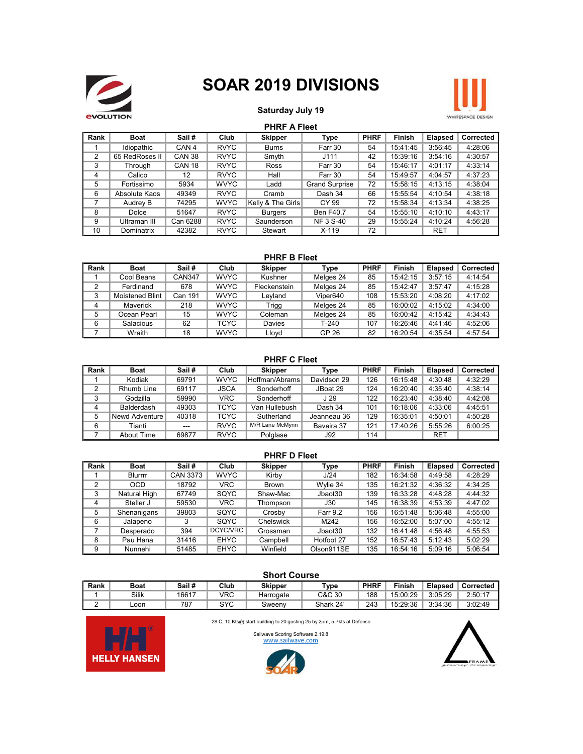# SOAR 2019 DIVISIONS

**Saturday July 19**

## PHRF A Fleet

| Rank | Boat | Sail # | Club | Skipper | Type | PHRF | Finish | Elapsed | Corrected |
|---|---|---|---|---|---|---|---|---|---|
| 1 | Idiopathic | CAN 4 | RVYC | Burns | Farr 30 | 54 | 15:41:45 | 3:56:45 | 4:28:06 |
| 2 | 65 RedRoses II | CAN 38 | RVYC | Smyth | J111 | 42 | 15:39:16 | 3:54:16 | 4:30:57 |
| 3 | Through | CAN 18 | RVYC | Ross | Farr 30 | 54 | 15:46:17 | 4:01:17 | 4:33:14 |
| 4 | Calico | 12 | RVYC | Hall | Farr 30 | 54 | 15:49:57 | 4:04:57 | 4:37:23 |
| 5 | Fortissimo | 5934 | WVYC | Ladd | Grand Surprise | 72 | 15:58:15 | 4:13:15 | 4:38:04 |
| 6 | Absolute Kaos | 49349 | RVYC | Cramb | Dash 34 | 66 | 15:55:54 | 4:10:54 | 4:38:18 |
| 7 | Audrey B | 74295 | WVYC | Kelly & The Girls | CY 99 | 72 | 15:58:34 | 4:13:34 | 4:38:25 |
| 8 | Dolce | 51647 | RVYC | Burgers | Ben F40.7 | 54 | 15:55:10 | 4:10:10 | 4:43:17 |
| 9 | Ultraman III | Can 6288 | RVYC | Saunderson | NF 3 S-40 | 29 | 15:55:24 | 4:10:24 | 4:56:28 |
| 10 | Dominatrix | 42382 | RVYC | Stewart | X-119 | 72 | | RET | |

## PHRF B Fleet

| Rank | Boat | Sail # | Club | Skipper | Type | PHRF | Finish | Elapsed | Corrected |
|---|---|---|---|---|---|---|---|---|---|
| 1 | Cool Beans | CAN347 | WVYC | Kushner | Melges 24 | 85 | 15:42:15 | 3:57:15 | 4:14:54 |
| 2 | Ferdinand | 678 | WVYC | Fleckenstein | Melges 24 | 85 | 15:42:47 | 3:57:47 | 4:15:28 |
| 3 | Moistened Blint | Can 191 | WVYC | Leyland | Viper640 | 108 | 15:53:20 | 4:08:20 | 4:17:02 |
| 4 | Maverick | 218 | WVYC | Trigg | Melges 24 | 85 | 16:00:02 | 4:15:02 | 4:34:00 |
| 5 | Ocean Pearl | 15 | WVYC | Coleman | Melges 24 | 85 | 16:00:42 | 4:15:42 | 4:34:43 |
| 6 | Salacious | 62 | TCYC | Davies | T-240 | 107 | 16:26:46 | 4:41:46 | 4:52:06 |
| 7 | Wraith | 18 | WVYC | Lloyd | GP 26 | 82 | 16:20:54 | 4:35:54 | 4:57:54 |

## PHRF C Fleet

| Rank | Boat | Sail # | Club | Skipper | Type | PHRF | Finish | Elapsed | Corrected |
|---|---|---|---|---|---|---|---|---|---|
| 1 | Kodiak | 69791 | WVYC | Hoffman/Abrams | Davidson 29 | 126 | 16:15:48 | 4:30:48 | 4:32:29 |
| 2 | Rhumb Line | 69117 | JSCA | Sonderhoff | JBoat 29 | 124 | 16:20:40 | 4:35:40 | 4:38:14 |
| 3 | Godzilla | 59990 | VRC | Sonderhoff | J 29 | 122 | 16:23:40 | 4:38:40 | 4:42:08 |
| 4 | Balderdash | 49303 | TCYC | Van Hullebush | Dash 34 | 101 | 16:18:06 | 4:33:06 | 4:45:51 |
| 5 | Newd Adventure | 40318 | TCYC | Sutherland | Jeanneau 36 | 129 | 16:35:01 | 4:50:01 | 4:50:28 |
| 6 | Tianti | --- | RVYC | M/R Lane McMynn | Bavaira 37 | 121 | 17:40:26 | 5:55:26 | 6:00:25 |
| 7 | About Time | 69877 | RVYC | Polglase | J92 | 114 | | RET | |

## PHRF D Fleet

| Rank | Boat | Sail # | Club | Skipper | Type | PHRF | Finish | Elapsed | Corrected |
|---|---|---|---|---|---|---|---|---|---|
| 1 | Blurrrr | CAN 3373 | WVYC | Kirby | J/24 | 182 | 16:34:58 | 4:49:58 | 4:28:29 |
| 2 | OCD | 18792 | VRC | Brown | Wylie 34 | 135 | 16:21:32 | 4:36:32 | 4:34:25 |
| 3 | Natural High | 67749 | SQYC | Shaw-Mac | Jbaot30 | 139 | 16:33:28 | 4:48:28 | 4:44:32 |
| 4 | Steller J | 59530 | VRC | Thompson | J30 | 145 | 16:38:39 | 4:53:39 | 4:47:02 |
| 5 | Shenanigans | 39803 | SQYC | Crosby | Farr 9.2 | 156 | 16:51:48 | 5:06:48 | 4:55:00 |
| 6 | Jalapeno | 3 | SQYC | Chelswick | M242 | 156 | 16:52:00 | 5:07:00 | 4:55:12 |
| 7 | Desperado | 394 | DCYC/VRC | Grossman | Jbaot30 | 132 | 16:41:48 | 4:56:48 | 4:55:53 |
| 8 | Pau Hana | 31416 | EHYC | Campbell | Hotfoot 27 | 152 | 16:57:43 | 5:12:43 | 5:02:29 |
| 9 | Nunnehi | 51485 | EHYC | Winfield | Olson911SE | 135 | 16:54:16 | 5:09:16 | 5:06:54 |

## Short Course

| Rank | Boat | Sail # | Club | Skipper | Type | PHRF | Finish | Elapsed | Corrected |
|---|---|---|---|---|---|---|---|---|---|
| 1 | Silik | 16617 | VRC | Harrogate | C&C 30 | 188 | 15:00:29 | 3:05:29 | 2:50:17 |
| 2 | Loon | 787 | SYC | Sweeny | Shark 24' | 243 | 15:29:36 | 3:34:36 | 3:02:49 |

28 C, 10 Kts@ start building to 20 gusting 25 by 2pm, 5-7kts at Defense

Sailwave Scoring Software 2.19.8
www.sailwave.com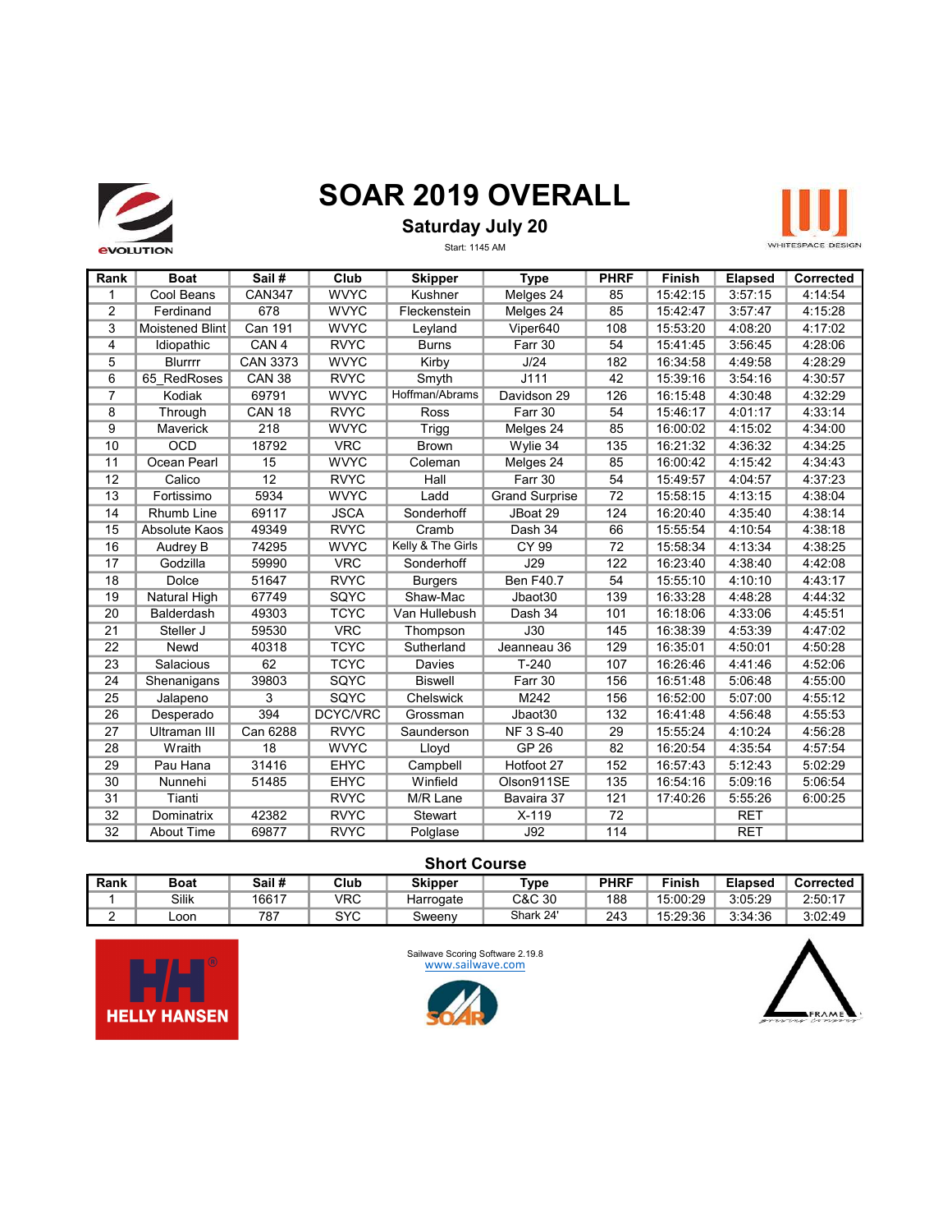# SOAR 2019 OVERALL

## Saturday July 20

Start: 1145 AM

| Rank | Boat | Sail # | Club | Skipper | Type | PHRF | Finish | Elapsed | Corrected |
|---|---|---|---|---|---|---|---|---|---|
| 1 | Cool Beans | CAN347 | WVYC | Kushner | Melges 24 | 85 | 15:42:15 | 3:57:15 | 4:14:54 |
| 2 | Ferdinand | 678 | WVYC | Fleckenstein | Melges 24 | 85 | 15:42:47 | 3:57:47 | 4:15:28 |
| 3 | Moistened Blint | Can 191 | WVYC | Leyland | Viper640 | 108 | 15:53:20 | 4:08:20 | 4:17:02 |
| 4 | Idiopathic | CAN 4 | RVYC | Burns | Farr 30 | 54 | 15:41:45 | 3:56:45 | 4:28:06 |
| 5 | Blurrrr | CAN 3373 | WVYC | Kirby | J/24 | 182 | 16:34:58 | 4:49:58 | 4:28:29 |
| 6 | 65_RedRoses | CAN 38 | RVYC | Smyth | J111 | 42 | 15:39:16 | 3:54:16 | 4:30:57 |
| 7 | Kodiak | 69791 | WVYC | Hoffman/Abrams | Davidson 29 | 126 | 16:15:48 | 4:30:48 | 4:32:29 |
| 8 | Through | CAN 18 | RVYC | Ross | Farr 30 | 54 | 15:46:17 | 4:01:17 | 4:33:14 |
| 9 | Maverick | 218 | WVYC | Trigg | Melges 24 | 85 | 16:00:02 | 4:15:02 | 4:34:00 |
| 10 | OCD | 18792 | VRC | Brown | Wylie 34 | 135 | 16:21:32 | 4:36:32 | 4:34:25 |
| 11 | Ocean Pearl | 15 | WVYC | Coleman | Melges 24 | 85 | 16:00:42 | 4:15:42 | 4:34:43 |
| 12 | Calico | 12 | RVYC | Hall | Farr 30 | 54 | 15:49:57 | 4:04:57 | 4:37:23 |
| 13 | Fortissimo | 5934 | WVYC | Ladd | Grand Surprise | 72 | 15:58:15 | 4:13:15 | 4:38:04 |
| 14 | Rhumb Line | 69117 | JSCA | Sonderhoff | JBoat 29 | 124 | 16:20:40 | 4:35:40 | 4:38:14 |
| 15 | Absolute Kaos | 49349 | RVYC | Cramb | Dash 34 | 66 | 15:55:54 | 4:10:54 | 4:38:18 |
| 16 | Audrey B | 74295 | WVYC | Kelly & The Girls | CY 99 | 72 | 15:58:34 | 4:13:34 | 4:38:25 |
| 17 | Godzilla | 59990 | VRC | Sonderhoff | J29 | 122 | 16:23:40 | 4:38:40 | 4:42:08 |
| 18 | Dolce | 51647 | RVYC | Burgers | Ben F40.7 | 54 | 15:55:10 | 4:10:10 | 4:43:17 |
| 19 | Natural High | 67749 | SQYC | Shaw-Mac | Jbaot30 | 139 | 16:33:28 | 4:48:28 | 4:44:32 |
| 20 | Balderdash | 49303 | TCYC | Van Hullebush | Dash 34 | 101 | 16:18:06 | 4:33:06 | 4:45:51 |
| 21 | Steller J | 59530 | VRC | Thompson | J30 | 145 | 16:38:39 | 4:53:39 | 4:47:02 |
| 22 | Newd | 40318 | TCYC | Sutherland | Jeanneau 36 | 129 | 16:35:01 | 4:50:01 | 4:50:28 |
| 23 | Salacious | 62 | TCYC | Davies | T-240 | 107 | 16:26:46 | 4:41:46 | 4:52:06 |
| 24 | Shenanigans | 39803 | SQYC | Biswell | Farr 30 | 156 | 16:51:48 | 5:06:48 | 4:55:00 |
| 25 | Jalapeno | 3 | SQYC | Chelswick | M242 | 156 | 16:52:00 | 5:07:00 | 4:55:12 |
| 26 | Desperado | 394 | DCYC/VRC | Grossman | Jbaot30 | 132 | 16:41:48 | 4:56:48 | 4:55:53 |
| 27 | Ultraman III | Can 6288 | RVYC | Saunderson | NF 3 S-40 | 29 | 15:55:24 | 4:10:24 | 4:56:28 |
| 28 | Wraith | 18 | WVYC | Lloyd | GP 26 | 82 | 16:20:54 | 4:35:54 | 4:57:54 |
| 29 | Pau Hana | 31416 | EHYC | Campbell | Hotfoot 27 | 152 | 16:57:43 | 5:12:43 | 5:02:29 |
| 30 | Nunnehi | 51485 | EHYC | Winfield | Olson911SE | 135 | 16:54:16 | 5:09:16 | 5:06:54 |
| 31 | Tianti | | RVYC | M/R Lane | Bavaira 37 | 121 | 17:40:26 | 5:55:26 | 6:00:25 |
| 32 | Dominatrix | 42382 | RVYC | Stewart | X-119 | 72 | | RET | |
| 32 | About Time | 69877 | RVYC | Polglase | J92 | 114 | | RET | |

## Short Course

| Rank | Boat | Sail # | Club | Skipper | Type | PHRF | Finish | Elapsed | Corrected |
|---|---|---|---|---|---|---|---|---|---|
| 1 | Silik | 16617 | VRC | Harrogate | C&C 30 | 188 | 15:00:29 | 3:05:29 | 2:50:17 |
| 2 | Loon | 787 | SYC | Sweeny | Shark 24' | 243 | 15:29:36 | 3:34:36 | 3:02:49 |

Sailwave Scoring Software 2.19.8
www.sailwave.com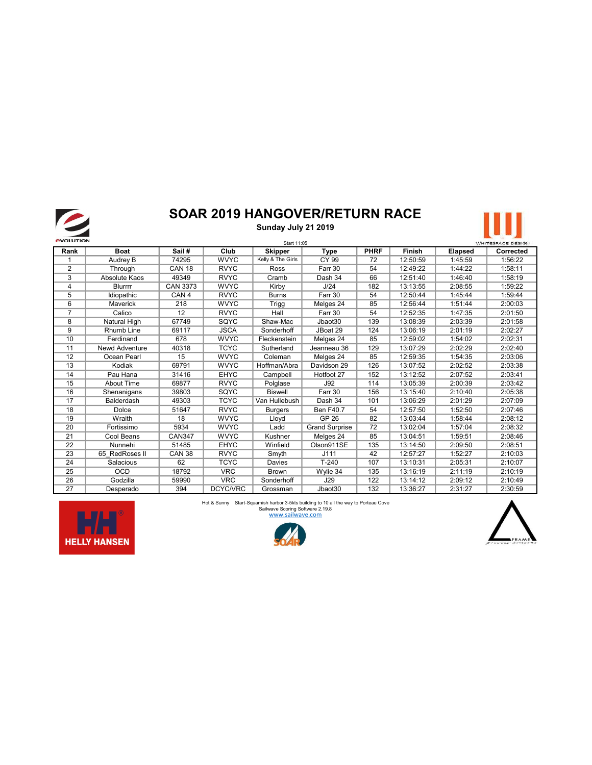# SOAR 2019 HANGOVER/RETURN RACE

**Sunday July 21 2019**

Start 11:05

| Rank | Boat | Sail # | Club | Skipper | Type | PHRF | Finish | Elapsed | Corrected |
|---|---|---|---|---|---|---|---|---|---|
| 1 | Audrey B | 74295 | WVYC | Kelly & The Girls | CY 99 | 72 | 12:50:59 | 1:45:59 | 1:56:22 |
| 2 | Through | CAN 18 | RVYC | Ross | Farr 30 | 54 | 12:49:22 | 1:44:22 | 1:58:11 |
| 3 | Absolute Kaos | 49349 | RVYC | Cramb | Dash 34 | 66 | 12:51:40 | 1:46:40 | 1:58:19 |
| 4 | Blurrrr | CAN 3373 | WVYC | Kirby | J/24 | 182 | 13:13:55 | 2:08:55 | 1:59:22 |
| 5 | Idiopathic | CAN 4 | RVYC | Burns | Farr 30 | 54 | 12:50:44 | 1:45:44 | 1:59:44 |
| 6 | Maverick | 218 | WVYC | Trigg | Melges 24 | 85 | 12:56:44 | 1:51:44 | 2:00:03 |
| 7 | Calico | 12 | RVYC | Hall | Farr 30 | 54 | 12:52:35 | 1:47:35 | 2:01:50 |
| 8 | Natural High | 67749 | SQYC | Shaw-Mac | Jbaot30 | 139 | 13:08:39 | 2:03:39 | 2:01:58 |
| 9 | Rhumb Line | 69117 | JSCA | Sonderhoff | JBoat 29 | 124 | 13:06:19 | 2:01:19 | 2:02:27 |
| 10 | Ferdinand | 678 | WVYC | Fleckenstein | Melges 24 | 85 | 12:59:02 | 1:54:02 | 2:02:31 |
| 11 | Newd Adventure | 40318 | TCYC | Sutherland | Jeanneau 36 | 129 | 13:07:29 | 2:02:29 | 2:02:40 |
| 12 | Ocean Pearl | 15 | WVYC | Coleman | Melges 24 | 85 | 12:59:35 | 1:54:35 | 2:03:06 |
| 13 | Kodiak | 69791 | WVYC | Hoffman/Abra | Davidson 29 | 126 | 13:07:52 | 2:02:52 | 2:03:38 |
| 14 | Pau Hana | 31416 | EHYC | Campbell | Hotfoot 27 | 152 | 13:12:52 | 2:07:52 | 2:03:41 |
| 15 | About Time | 69877 | RVYC | Polglase | J92 | 114 | 13:05:39 | 2:00:39 | 2:03:42 |
| 16 | Shenanigans | 39803 | SQYC | Biswell | Farr 30 | 156 | 13:15:40 | 2:10:40 | 2:05:38 |
| 17 | Balderdash | 49303 | TCYC | Van Hullebush | Dash 34 | 101 | 13:06:29 | 2:01:29 | 2:07:09 |
| 18 | Dolce | 51647 | RVYC | Burgers | Ben F40.7 | 54 | 12:57:50 | 1:52:50 | 2:07:46 |
| 19 | Wraith | 18 | WVYC | Lloyd | GP 26 | 82 | 13:03:44 | 1:58:44 | 2:08:12 |
| 20 | Fortissimo | 5934 | WVYC | Ladd | Grand Surprise | 72 | 13:02:04 | 1:57:04 | 2:08:32 |
| 21 | Cool Beans | CAN347 | WVYC | Kushner | Melges 24 | 85 | 13:04:51 | 1:59:51 | 2:08:46 |
| 22 | Nunnehi | 51485 | EHYC | Winfield | Olson911SE | 135 | 13:14:50 | 2:09:50 | 2:08:51 |
| 23 | 65_RedRoses II | CAN 38 | RVYC | Smyth | J111 | 42 | 12:57:27 | 1:52:27 | 2:10:03 |
| 24 | Salacious | 62 | TCYC | Davies | T-240 | 107 | 13:10:31 | 2:05:31 | 2:10:07 |
| 25 | OCD | 18792 | VRC | Brown | Wylie 34 | 135 | 13:16:19 | 2:11:19 | 2:10:19 |
| 26 | Godzilla | 59990 | VRC | Sonderhoff | J29 | 122 | 13:14:12 | 2:09:12 | 2:10:49 |
| 27 | Desperado | 394 | DCYC/VRC | Grossman | Jbaot30 | 132 | 13:36:27 | 2:31:27 | 2:30:59 |

Hot & Sunny Start-Squamish harbor 3-5kts building to 10 all the way to Porteau Cove

Sailwave Scoring Software 2.19.8

www.sailwave.com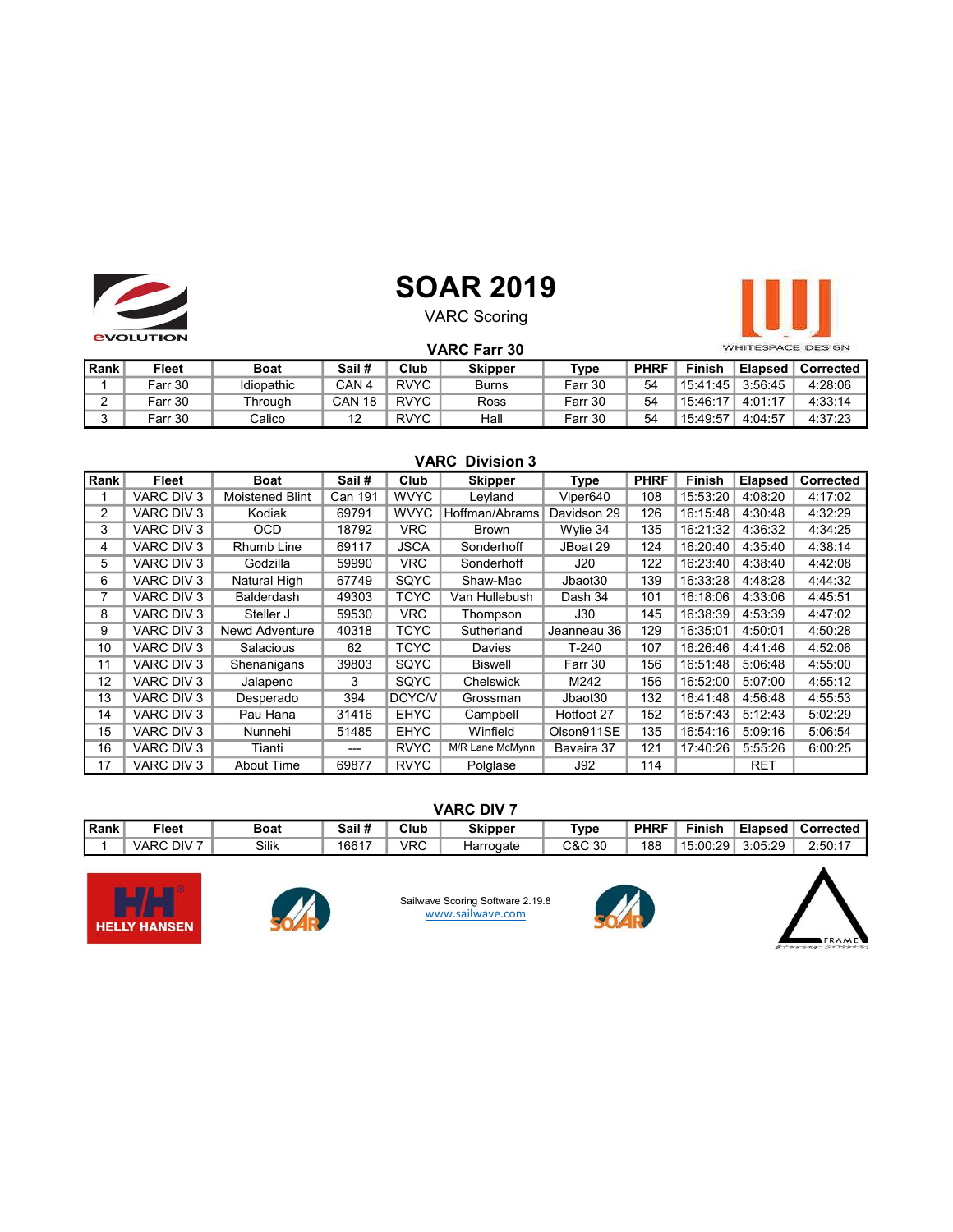# SOAR 2019

VARC Scoring

## VARC Farr 30

| Rank | Fleet | Boat | Sail # | Club | Skipper | Type | PHRF | Finish | Elapsed | Corrected |
|---|---|---|---|---|---|---|---|---|---|---|
| 1 | Farr 30 | Idiopathic | CAN 4 | RVYC | Burns | Farr 30 | 54 | 15:41:45 | 3:56:45 | 4:28:06 |
| 2 | Farr 30 | Through | CAN 18 | RVYC | Ross | Farr 30 | 54 | 15:46:17 | 4:01:17 | 4:33:14 |
| 3 | Farr 30 | Calico | 12 | RVYC | Hall | Farr 30 | 54 | 15:49:57 | 4:04:57 | 4:37:23 |

## VARC Division 3

| Rank | Fleet | Boat | Sail # | Club | Skipper | Type | PHRF | Finish | Elapsed | Corrected |
|---|---|---|---|---|---|---|---|---|---|---|
| 1 | VARC DIV 3 | Moistened Blint | Can 191 | WVYC | Leyland | Viper640 | 108 | 15:53:20 | 4:08:20 | 4:17:02 |
| 2 | VARC DIV 3 | Kodiak | 69791 | WVYC | Hoffman/Abrams | Davidson 29 | 126 | 16:15:48 | 4:30:48 | 4:32:29 |
| 3 | VARC DIV 3 | OCD | 18792 | VRC | Brown | Wylie 34 | 135 | 16:21:32 | 4:36:32 | 4:34:25 |
| 4 | VARC DIV 3 | Rhumb Line | 69117 | JSCA | Sonderhoff | JBoat 29 | 124 | 16:20:40 | 4:35:40 | 4:38:14 |
| 5 | VARC DIV 3 | Godzilla | 59990 | VRC | Sonderhoff | J20 | 122 | 16:23:40 | 4:38:40 | 4:42:08 |
| 6 | VARC DIV 3 | Natural High | 67749 | SQYC | Shaw-Mac | Jbaot30 | 139 | 16:33:28 | 4:48:28 | 4:44:32 |
| 7 | VARC DIV 3 | Balderdash | 49303 | TCYC | Van Hullebush | Dash 34 | 101 | 16:18:06 | 4:33:06 | 4:45:51 |
| 8 | VARC DIV 3 | Steller J | 59530 | VRC | Thompson | J30 | 145 | 16:38:39 | 4:53:39 | 4:47:02 |
| 9 | VARC DIV 3 | Newd Adventure | 40318 | TCYC | Sutherland | Jeanneau 36 | 129 | 16:35:01 | 4:50:01 | 4:50:28 |
| 10 | VARC DIV 3 | Salacious | 62 | TCYC | Davies | T-240 | 107 | 16:26:46 | 4:41:46 | 4:52:06 |
| 11 | VARC DIV 3 | Shenanigans | 39803 | SQYC | Biswell | Farr 30 | 156 | 16:51:48 | 5:06:48 | 4:55:00 |
| 12 | VARC DIV 3 | Jalapeno | 3 | SQYC | Chelswick | M242 | 156 | 16:52:00 | 5:07:00 | 4:55:12 |
| 13 | VARC DIV 3 | Desperado | 394 | DCYC/V | Grossman | Jbaot30 | 132 | 16:41:48 | 4:56:48 | 4:55:53 |
| 14 | VARC DIV 3 | Pau Hana | 31416 | EHYC | Campbell | Hotfoot 27 | 152 | 16:57:43 | 5:12:43 | 5:02:29 |
| 15 | VARC DIV 3 | Nunnehi | 51485 | EHYC | Winfield | Olson911SE | 135 | 16:54:16 | 5:09:16 | 5:06:54 |
| 16 | VARC DIV 3 | Tianti | --- | RVYC | M/R Lane McMynn | Bavaira 37 | 121 | 17:40:26 | 5:55:26 | 6:00:25 |
| 17 | VARC DIV 3 | About Time | 69877 | RVYC | Polglase | J92 | 114 | | RET | |

## VARC DIV 7

| Rank | Fleet | Boat | Sail # | Club | Skipper | Type | PHRF | Finish | Elapsed | Corrected |
|---|---|---|---|---|---|---|---|---|---|---|
| 1 | VARC DIV 7 | Silik | 16617 | VRC | Harrogate | C&C 30 | 188 | 15:00:29 | 3:05:29 | 2:50:17 |

Sailwave Scoring Software 2.19.8
www.sailwave.com